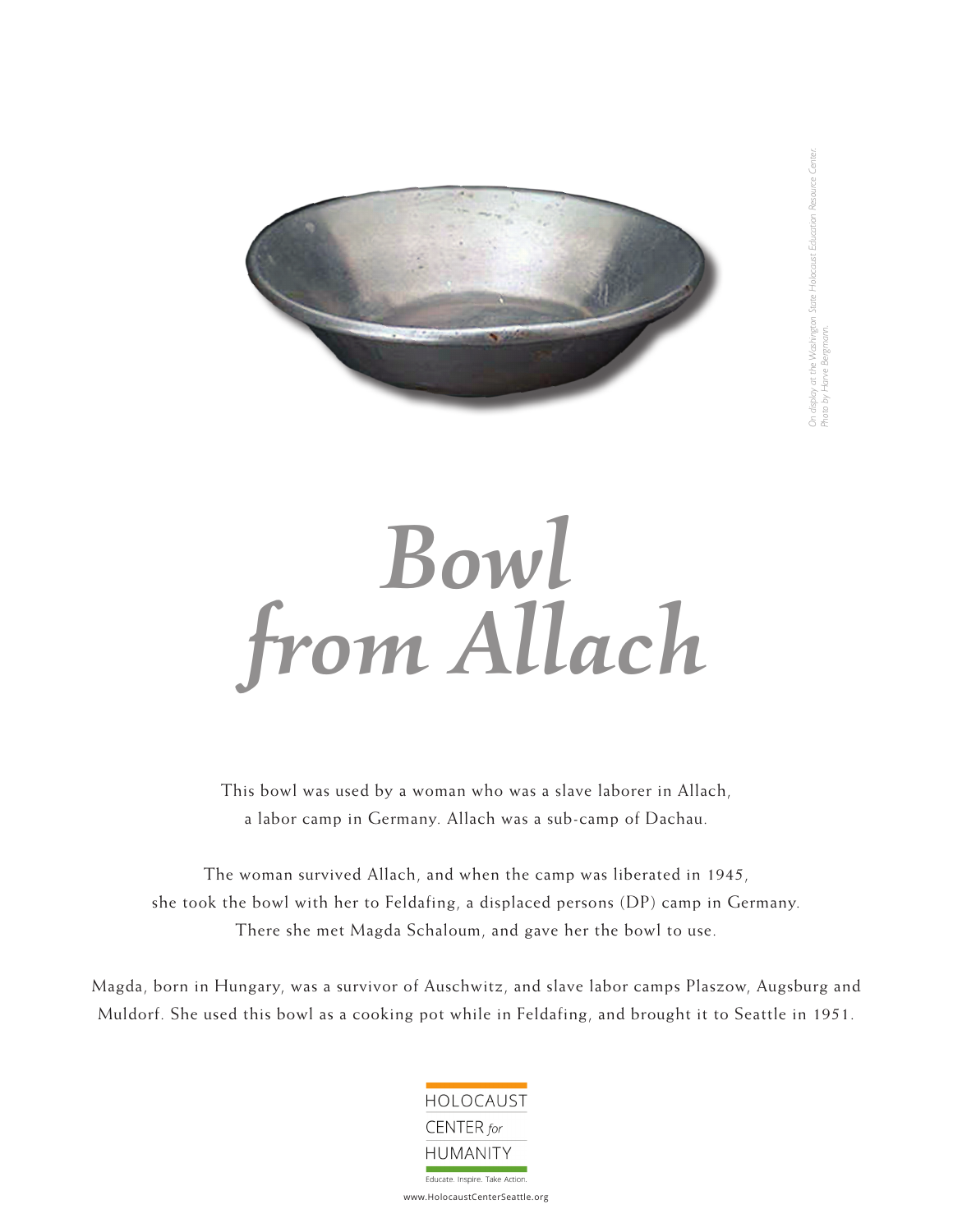*On display at the Washington State Holocaust Education Resource Center. Photo by Harve Bergmann.*

# *Bowl from Allach*

This bowl was used by a woman who was a slave laborer in Allach, a labor camp in Germany. Allach was a sub-camp of Dachau.

The woman survived Allach, and when the camp was liberated in 1945, she took the bowl with her to Feldafing, a displaced persons (DP) camp in Germany. There she met Magda Schaloum, and gave her the bowl to use.

Magda, born in Hungary, was a survivor of Auschwitz, and slave labor camps Plaszow, Augsburg and Muldorf. She used this bowl as a cooking pot while in Feldafing, and brought it to Seattle in 1951.

HOLOCAUST CENTER *for* HUMANITY

Educate. Inspire. Take Action.

www.HolocaustCenterSeattle.org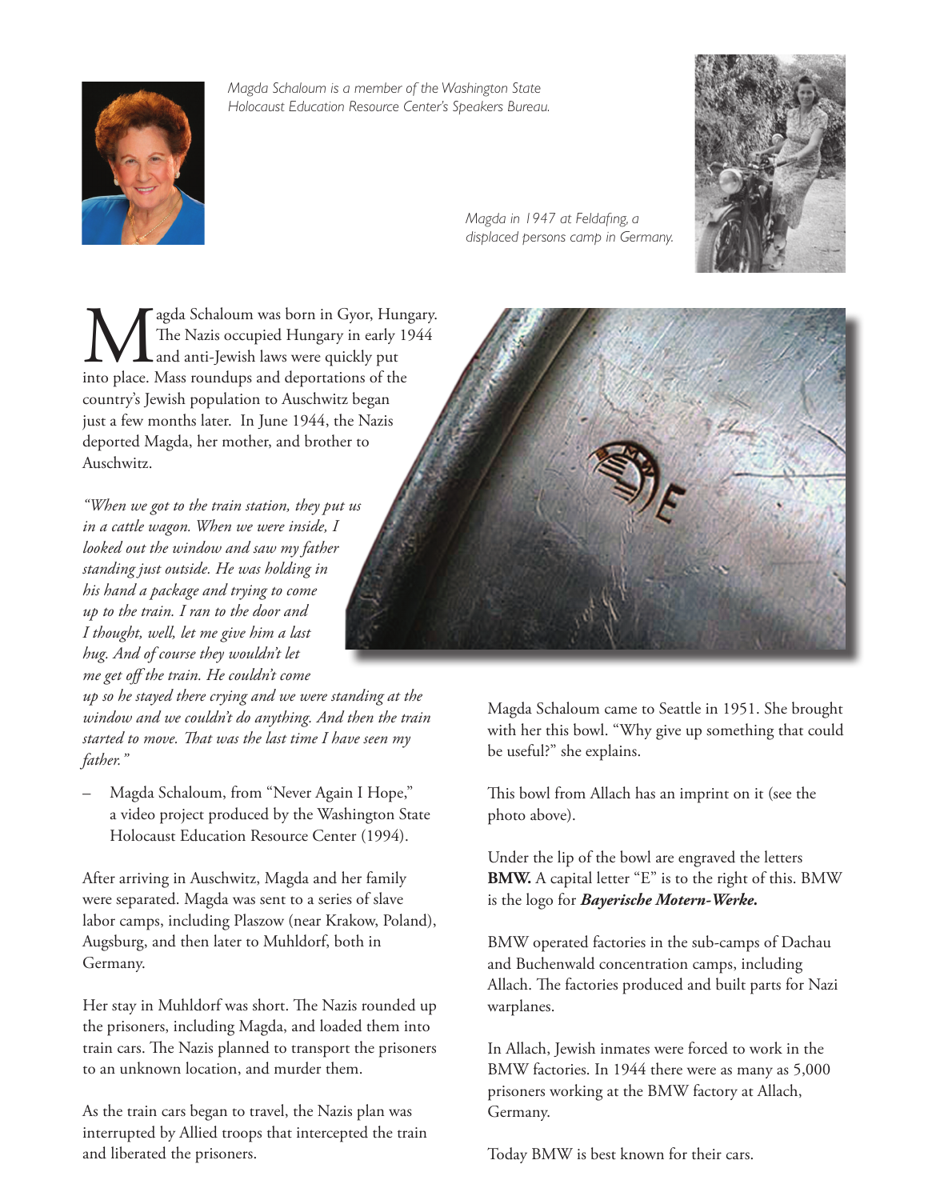*Magda Schaloum is a member of the Washington State Holocaust Education Resource Center's Speakers Bureau.*

*Magda in 1947 at Feldafing, a displaced persons camp in Germany.*

Magda Schaloum was born in Gyor, Hungary. The Nazis occupied Hungary in early 1944 and anti-Jewish laws were quickly put into place. Mass roundups and deportations of the country's Jewish population to Auschwitz began just a few months later. In June 1944, the Nazis deported Magda, her mother, and brother to Auschwitz.

*"When we got to the train station, they put us in a cattle wagon. When we were inside, I looked out the window and saw my father standing just outside. He was holding in his hand a package and trying to come up to the train. I ran to the door and I thought, well, let me give him a last hug. And of course they wouldn't let me get off the train. He couldn't come up so he stayed there crying and we were standing at the window and we couldn't do anything. And then the train started to move. That was the last time I have seen my father."*

– Magda Schaloum, from "Never Again I Hope," a video project produced by the Washington State Holocaust Education Resource Center (1994).

After arriving in Auschwitz, Magda and her family were separated. Magda was sent to a series of slave labor camps, including Plaszow (near Krakow, Poland), Augsburg, and then later to Muhldorf, both in Germany.

Her stay in Muhldorf was short. The Nazis rounded up the prisoners, including Magda, and loaded them into train cars. The Nazis planned to transport the prisoners to an unknown location, and murder them.

As the train cars began to travel, the Nazis plan was interrupted by Allied troops that intercepted the train and liberated the prisoners.

Magda Schaloum came to Seattle in 1951. She brought with her this bowl. "Why give up something that could be useful?" she explains.

This bowl from Allach has an imprint on it (see the photo above).

Under the lip of the bowl are engraved the letters **BMW.** A capital letter "E" is to the right of this. BMW is the logo for ***Bayerische Motern-Werke.***

BMW operated factories in the sub-camps of Dachau and Buchenwald concentration camps, including Allach. The factories produced and built parts for Nazi warplanes.

In Allach, Jewish inmates were forced to work in the BMW factories. In 1944 there were as many as 5,000 prisoners working at the BMW factory at Allach, Germany.

Today BMW is best known for their cars.